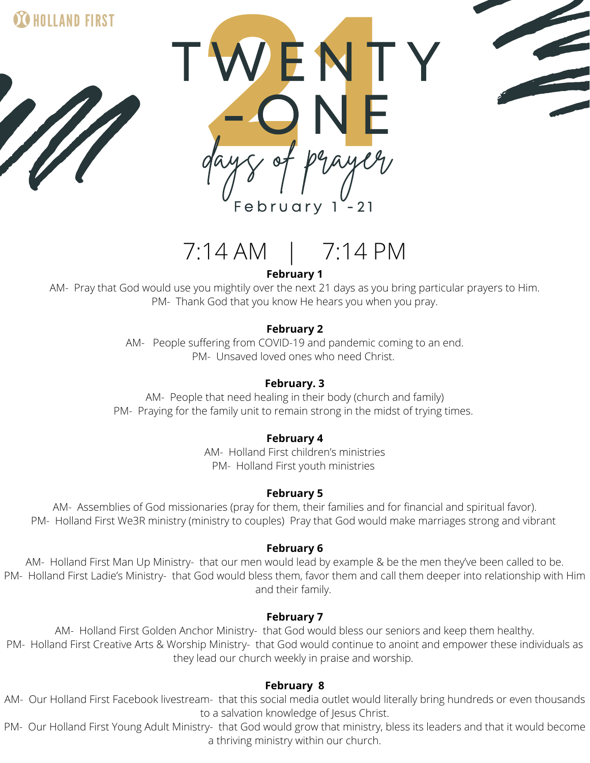HOLLAND FIRST

# TWENTY-ONE

*days of prayer*

February 1 - 21

## 7:14 AM | 7:14 PM

**February 1**

AM- Pray that God would use you mightily over the next 21 days as you bring particular prayers to Him.
PM- Thank God that you know He hears you when you pray.

**February 2**

AM- People suffering from COVID-19 and pandemic coming to an end.
PM- Unsaved loved ones who need Christ.

**February. 3**

AM- People that need healing in their body (church and family)
PM- Praying for the family unit to remain strong in the midst of trying times.

**February 4**

AM- Holland First children's ministries
PM- Holland First youth ministries

**February 5**

AM- Assemblies of God missionaries (pray for them, their families and for financial and spiritual favor).
PM- Holland First We3R ministry (ministry to couples) Pray that God would make marriages strong and vibrant

**February 6**

AM- Holland First Man Up Ministry- that our men would lead by example & be the men they've been called to be.
PM- Holland First Ladie's Ministry- that God would bless them, favor them and call them deeper into relationship with Him and their family.

**February 7**

AM- Holland First Golden Anchor Ministry- that God would bless our seniors and keep them healthy.
PM- Holland First Creative Arts & Worship Ministry- that God would continue to anoint and empower these individuals as they lead our church weekly in praise and worship.

**February 8**

AM- Our Holland First Facebook livestream- that this social media outlet would literally bring hundreds or even thousands to a salvation knowledge of Jesus Christ.
PM- Our Holland First Young Adult Ministry- that God would grow that ministry, bless its leaders and that it would become a thriving ministry within our church.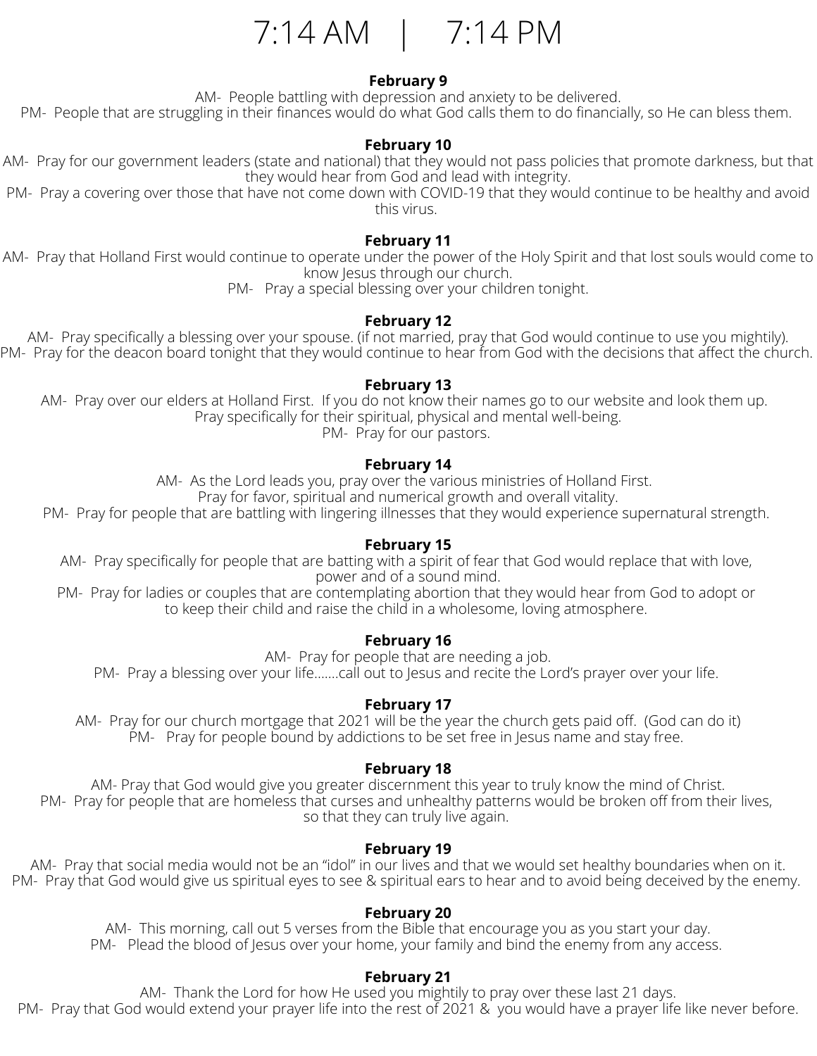# 7:14 AM | 7:14 PM

**February 9**

AM- People battling with depression and anxiety to be delivered.
PM- People that are struggling in their finances would do what God calls them to do financially, so He can bless them.

**February 10**

AM- Pray for our government leaders (state and national) that they would not pass policies that promote darkness, but that they would hear from God and lead with integrity.
PM- Pray a covering over those that have not come down with COVID-19 that they would continue to be healthy and avoid this virus.

**February 11**

AM- Pray that Holland First would continue to operate under the power of the Holy Spirit and that lost souls would come to know Jesus through our church.
PM- Pray a special blessing over your children tonight.

**February 12**

AM- Pray specifically a blessing over your spouse. (if not married, pray that God would continue to use you mightily).
PM- Pray for the deacon board tonight that they would continue to hear from God with the decisions that affect the church.

**February 13**

AM- Pray over our elders at Holland First. If you do not know their names go to our website and look them up. Pray specifically for their spiritual, physical and mental well-being.
PM- Pray for our pastors.

**February 14**

AM- As the Lord leads you, pray over the various ministries of Holland First. Pray for favor, spiritual and numerical growth and overall vitality.
PM- Pray for people that are battling with lingering illnesses that they would experience supernatural strength.

**February 15**

AM- Pray specifically for people that are batting with a spirit of fear that God would replace that with love, power and of a sound mind.
PM- Pray for ladies or couples that are contemplating abortion that they would hear from God to adopt or to keep their child and raise the child in a wholesome, loving atmosphere.

**February 16**

AM- Pray for people that are needing a job.
PM- Pray a blessing over your life.......call out to Jesus and recite the Lord's prayer over your life.

**February 17**

AM- Pray for our church mortgage that 2021 will be the year the church gets paid off. (God can do it)
PM- Pray for people bound by addictions to be set free in Jesus name and stay free.

**February 18**

AM- Pray that God would give you greater discernment this year to truly know the mind of Christ.
PM- Pray for people that are homeless that curses and unhealthy patterns would be broken off from their lives, so that they can truly live again.

**February 19**

AM- Pray that social media would not be an "idol" in our lives and that we would set healthy boundaries when on it.
PM- Pray that God would give us spiritual eyes to see & spiritual ears to hear and to avoid being deceived by the enemy.

**February 20**

AM- This morning, call out 5 verses from the Bible that encourage you as you start your day.
PM- Plead the blood of Jesus over your home, your family and bind the enemy from any access.

**February 21**

AM- Thank the Lord for how He used you mightily to pray over these last 21 days.
PM- Pray that God would extend your prayer life into the rest of 2021 & you would have a prayer life like never before.